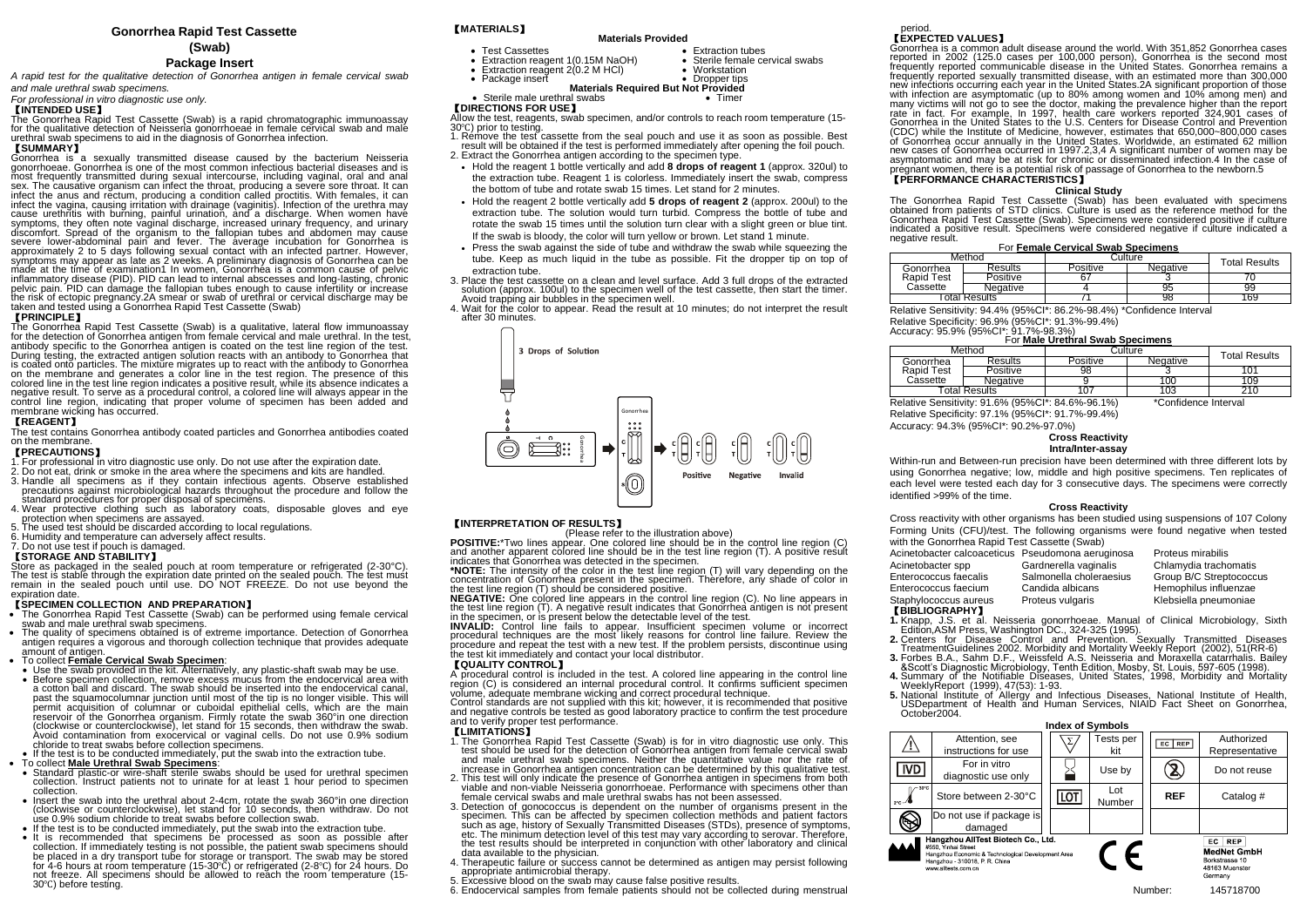# Gonorrhea Rapid Test Cassette

## (Swab)

## Package Insert

*A rapid test for the qualitative detection of Gonorrhea antigen in female cervical swab and male urethral swab specimens.*

*For professional in vitro diagnostic use only.*

### 【INTENDED USE】

The Gonorrhea Rapid Test Cassette (Swab) is a rapid chromatographic immunoassay for the qualitative detection of Neisseria gonorrhoeae in female cervical swab and male urethral swab specimens to aid in the diagnosis of Gonorrhea infection.

### 【SUMMARY】

Gonorrhea is a sexually transmitted disease caused by the bacterium Neisseria gonorrhoeae. Gonorrhea is one of the most common infectious bacterial diseases and is most frequently transmitted during sexual intercourse, including vaginal, oral and anal sex. The causative organism can infect the throat, producing a severe sore throat. It can infect the anus and rectum, producing a condition called proctitis. With females, it can infect the vagina, causing irritation with drainage (vaginitis). Infection of the urethra may cause urethritis with burning, painful urination, and a discharge. When women have symptoms, they often note vaginal discharge, increased urinary frequency, and urinary discomfort. Spread of the organism to the fallopian tubes and abdomen may cause severe lower-abdominal pain and fever. The average incubation for Gonorrhea is approximately 2 to 5 days following sexual contact with an infected partner. However, symptoms may appear as late as 2 weeks. A preliminary diagnosis of Gonorrhea can be made at the time of examination1 In women, Gonorrhea is a common cause of pelvic inflammatory disease (PID). PID can lead to internal abscesses and long-lasting, chronic pelvic pain. PID can damage the fallopian tubes enough to cause infertility or increase the risk of ectopic pregnancy.2A smear or swab of urethral or cervical discharge may be taken and tested using a Gonorrhea Rapid Test Cassette (Swab)

### 【PRINCIPLE】

The Gonorrhea Rapid Test Cassette (Swab) is a qualitative, lateral flow immunoassay for the detection of Gonorrhea antigen from female cervical and male urethral. In the test, antibody specific to the Gonorrhea antigen is coated on the test line region of the test. During testing, the extracted antigen solution reacts with an antibody to Gonorrhea that is coated onto particles. The mixture migrates up to react with the antibody to Gonorrhea on the membrane and generates a color line in the test region. The presence of this colored line in the test line region indicates a positive result, while its absence indicates a negative result. To serve as a procedural control, a colored line will always appear in the control line region, indicating that proper volume of specimen has been added and membrane wicking has occurred.

### 【REAGENT】

The test contains Gonorrhea antibody coated particles and Gonorrhea antibodies coated on the membrane.

### 【PRECAUTIONS】

1. For professional in vitro diagnostic use only. Do not use after the expiration date.
2. Do not eat, drink or smoke in the area where the specimens and kits are handled.
3. Handle all specimens as if they contain infectious agents. Observe established precautions against microbiological hazards throughout the procedure and follow the standard procedures for proper disposal of specimens.
4. Wear protective clothing such as laboratory coats, disposable gloves and eye protection when specimens are assayed.
5. The used test should be discarded according to local regulations.
6. Humidity and temperature can adversely affect results.
7. Do not use test if pouch is damaged.

### 【STORAGE AND STABILITY】

Store as packaged in the sealed pouch at room temperature or refrigerated (2-30°C). The test is stable through the expiration date printed on the sealed pouch. The test must remain in the sealed pouch until use. DO NOT FREEZE. Do not use beyond the expiration date.

### 【SPECIMEN COLLECTION AND PREPARATION】

- The Gonorrhea Rapid Test Cassette (Swab) can be performed using female cervical swab and male urethral swab specimens.
- The quality of specimens obtained is of extreme importance. Detection of Gonorrhea antigen requires a vigorous and thorough collection technique that provides adequate amount of antigen.
- To collect **Female Cervical Swab Specimen**:
  - Use the swab provided in the kit. Alternatively, any plastic-shaft swab may be use.
  - Before specimen collection, remove excess mucus from the endocervical area with a cotton ball and discard. The swab should be inserted into the endocervical canal, past the squamocolumnar junction until most of the tip is no longer visible. This will permit acquisition of columnar or cuboidal epithelial cells, which are the main reservoir of the Gonorrhea organism. Firmly rotate the swab 360°in one direction (clockwise or counterclockwise), let stand for 15 seconds, then withdraw the swab. Avoid contamination from exocervical or vaginal cells. Do not use 0.9% sodium chloride to treat swabs before collection specimens.
  - If the test is to be conducted immediately, put the swab into the extraction tube.
- To collect **Male Urethral Swab Specimens**:
  - Standard plastic-or wire-shaft sterile swabs should be used for urethral specimen collection. Instruct patients not to urinate for at least 1 hour period to specimen collection.
  - Insert the swab into the urethral about 2-4cm, rotate the swab 360°in one direction (clockwise or counterclockwise), let stand for 10 seconds, then withdraw. Do not use 0.9% sodium chloride to treat swabs before collection swab.
  - If the test is to be conducted immediately, put the swab into the extraction tube.
  - It is recommended that specimens be processed as soon as possible after collection. If immediately testing is not possible, the patient swab specimens should be placed in a dry transport tube for storage or transport. The swab may be stored for 4-6 hours at room temperature (15-30°C) or refrigerated (2-8°C) for 24 hours. Do not freeze. All specimens should be allowed to reach the room temperature (15-30°C) before testing.

### 【MATERIALS】

**Materials Provided**

- Test Cassettes
- Extraction reagent 1(0.15M NaOH)
- Extraction reagent 2(0.2 M HCl)
- Package insert
- Extraction tubes
- Sterile female cervical swabs
- Workstation
- Dropper tips

**Materials Required But Not Provided**

- Sterile male urethral swabs
- Timer

### 【DIRECTIONS FOR USE】

Allow the test, reagents, swab specimen, and/or controls to reach room temperature (15-30°C) prior to testing.

1. Remove the test cassette from the seal pouch and use it as soon as possible. Best result will be obtained if the test is performed immediately after opening the foil pouch.
2. Extract the Gonorrhea antigen according to the specimen type.
   - Hold the reagent 1 bottle vertically and add **8 drops of reagent 1** (approx. 320ul) to the extraction tube. Reagent 1 is colorless. Immediately insert the swab, compress the bottom of tube and rotate swab 15 times. Let stand for 2 minutes.
   - Hold the reagent 2 bottle vertically add **5 drops of reagent 2** (approx. 200ul) to the extraction tube. The solution would turn turbid. Compress the bottle of tube and rotate the swab 15 times until the solution turn clear with a slight green or blue tint. If the swab is bloody, the color will turn yellow or brown. Let stand 1 minute.
   - Press the swab against the side of tube and withdraw the swab while squeezing the tube. Keep as much liquid in the tube as possible. Fit the dropper tip on top of extraction tube.
3. Place the test cassette on a clean and level surface. Add 3 full drops of the extracted solution (approx. 100ul) to the specimen well of the test cassette, then start the timer. Avoid trapping air bubbles in the specimen well.
4. Wait for the color to appear. Read the result at 10 minutes; do not interpret the result after 30 minutes.

3 Drops of Solution

Positive   Negative   Invalid

### 【INTERPRETATION OF RESULTS】

(Please refer to the illustration above)

**POSITIVE:***Two lines appear. One colored line should be in the control line region (C) and another apparent colored line should be in the test line region (T). A positive result indicates that Gonorrhea was detected in the specimen.

***NOTE:** The intensity of the color in the test line region (T) will vary depending on the concentration of Gonorrhea present in the specimen. Therefore, any shade of color in the test line region (T) should be considered positive.

**NEGATIVE:** One colored line appears in the control line region (C). No line appears in the test line region (T). A negative result indicates that Gonorrhea antigen is not present in the specimen, or is present below the detectable level of the test.

**INVALID:** Control line fails to appear. Insufficient specimen volume or incorrect procedural techniques are the most likely reasons for control line failure. Review the procedure and repeat the test with a new test. If the problem persists, discontinue using the test kit immediately and contact your local distributor.

### 【QUALITY CONTROL】

A procedural control is included in the test. A colored line appearing in the control line region (C) is considered an internal procedural control. It confirms sufficient specimen volume, adequate membrane wicking and correct procedural technique.

Control standards are not supplied with this kit; however, it is recommended that positive and negative controls be tested as good laboratory practice to confirm the test procedure and to verify proper test performance.

### 【LIMITATIONS】

1. The Gonorrhea Rapid Test Cassette (Swab) is for in vitro diagnostic use only. This test should be used for the detection of Gonorrhea antigen from female cervical swab and male urethral swab specimens. Neither the quantitative value nor the rate of increase in Gonorrhea antigen concentration can be determined by this qualitative test.
2. This test will only indicate the presence of Gonorrhea antigen in specimens from both viable and non-viable Neisseria gonorrhoeae. Performance with specimens other than female cervical swabs and male urethral swabs has not been assessed.
3. Detection of gonococcus is dependent on the number of organisms present in the specimen. This can be affected by specimen collection methods and patient factors such as age, history of Sexually Transmitted Diseases (STDs), presence of symptoms, etc. The minimum detection level of this test may vary according to serovar. Therefore, the test results should be interpreted in conjunction with other laboratory and clinical data available to the physician.
4. Therapeutic failure or success cannot be determined as antigen may persist following appropriate antimicrobial therapy.
5. Excessive blood on the swab may cause false positive results.
6. Endocervical samples from female patients should not be collected during menstrual period.

### 【EXPECTED VALUES】

Gonorrhea is a common adult disease around the world. With 351,852 Gonorrhea cases reported in 2002 (125.0 cases per 100,000 person), Gonorrhea is the second most frequently reported communicable disease in the United States. Gonorrhea remains a frequently reported sexually transmitted disease, with an estimated more than 300,000 new infections occurring each year in the United States.2A significant proportion of those with infection are asymptomatic (up to 80% among women and 10% among men) and many victims will not go to see the doctor, making the prevalence higher than the report rate in fact. For example, In 1997, health care workers reported 324,901 cases of Gonorrhea in the United States to the U.S. Centers for Disease Control and Prevention (CDC) while the Institute of Medicine, however, estimates that 650,000~800,000 cases of Gonorrhea occur annually in the United States. Worldwide, an estimated 62 million new cases of Gonorrhea occurred in 1997.2,3,4 A significant number of women may be asymptomatic and may be at risk for chronic or disseminated infection.4 In the case of pregnant women, there is a potential risk of passage of Gonorrhea to the newborn.5

### 【PERFORMANCE CHARACTERISTICS】

**Clinical Study**

The Gonorrhea Rapid Test Cassette (Swab) has been evaluated with specimens obtained from patients of STD clinics. Culture is used as the reference method for the Gonorrhea Rapid Test Cassette (Swab). Specimens were considered positive if culture indicated a positive result. Specimens were considered negative if culture indicated a negative result.

For **Female Cervical Swab Specimens**

| Method | | Culture | | Total Results |
|---|---|---|---|---|
| | | Positive | Negative | |
| Gonorrhea Rapid Test Cassette | Results | | | |
| | Positive | 67 | 3 | 70 |
| | Negative | 4 | 95 | 99 |
| Total Results | | 71 | 98 | 169 |

Relative Sensitivity: 94.4% (95%CI*: 86.2%-98.4%) *Confidence Interval

Relative Specificity: 96.9% (95%CI*: 91.3%-99.4%)

Accuracy: 95.9% (95%CI*: 91.7%-98.3%)

For **Male Urethral Swab Specimens**

| Method | | Culture | | Total Results |
|---|---|---|---|---|
| | | Positive | Negative | |
| Gonorrhea Rapid Test Cassette | Results | | | |
| | Positive | 98 | 3 | 101 |
| | Negative | 9 | 100 | 109 |
| Total Results | | 107 | 103 | 210 |

Relative Sensitivity: 91.6% (95%CI*: 84.6%-96.1%)   *Confidence Interval

Relative Specificity: 97.1% (95%CI*: 91.7%-99.4%)

Accuracy: 94.3% (95%CI*: 90.2%-97.0%)

**Cross Reactivity**

**Intra/Inter-assay**

Within-run and Between-run precision have been determined with three different lots by using Gonorrhea negative; low, middle and high positive specimens. Ten replicates of each level were tested each day for 3 consecutive days. The specimens were correctly identified >99% of the time.

**Cross Reactivity**

Cross reactivity with other organisms has been studied using suspensions of 107 Colony Forming Units (CFU)/test. The following organisms were found negative when tested with the Gonorrhea Rapid Test Cassette (Swab)

| | | |
|---|---|---|
| Acinetobacter calcoaceticus | Pseudomona aeruginosa | Proteus mirabilis |
| Acinetobacter spp | Gardnerella vaginalis | Chlamydia trachomatis |
| Enterococcus faecalis | Salmonella choleraesius | Group B/C Streptococcus |
| Enterococcus faecium | Candida albicans | Hemophilus influenzae |
| Staphylococcus aureus | Proteus vulgaris | Klebsiella pneumoniae |

### 【BIBLIOGRAPHY】

1. Knapp, J.S. et al. Neisseria gonorrheae. Manual of Clinical Microbiology, Sixth Edition,ASM Press, Washington DC., 324-325 (1995).
2. Centers for Disease Control and Prevention. Sexually Transmitted Diseases TreatmentGuidelines 2002. Morbidity and Mortality Weekly Report (2002), 51(RR-6)
3. Forbes B.A., Sahm D.F., Weissfeld A.S. Neisseria and Moraxella catarrhalis. Bailey &Scott's Diagnostic Microbiology, Tenth Edition, Mosby, St. Louis, 597-605 (1998).
4. Summary of the Notifiable Diseases, United States, 1998, Morbidity and Mortality WeeklyReport (1999), 47(53): 1-93.
5. National Institute of Allergy and Infectious Diseases, National Institute of Health, USDepartment of Health and Human Services, NIAID Fact Sheet on Gonorrhea, October2004.

**Index of Symbols**

| Symbol | Meaning | Symbol | Meaning | Symbol | Meaning |
|---|---|---|---|---|---|
| ⚠ | Attention, see instructions for use | Σ | Tests per kit | EC REP | Authorized Representative |
| IVD | For in vitro diagnostic use only | ⌛ | Use by | ② | Do not reuse |
| 2°C–30°C | Store between 2-30°C | LOT | Lot Number | REF | Catalog # |
| | Do not use if package is damaged | | | | |

**Hangzhou AllTest Biotech Co., Ltd.**
#550, Yinhai Street
Hangzhou Economic & Technological Development Area
Hangzhou - 310018, P. R. China
www.alltests.com.cn

EC REP
**MedNet GmbH**
Borkstrasse 10
48163 Muenster
Germany

Number: 145718700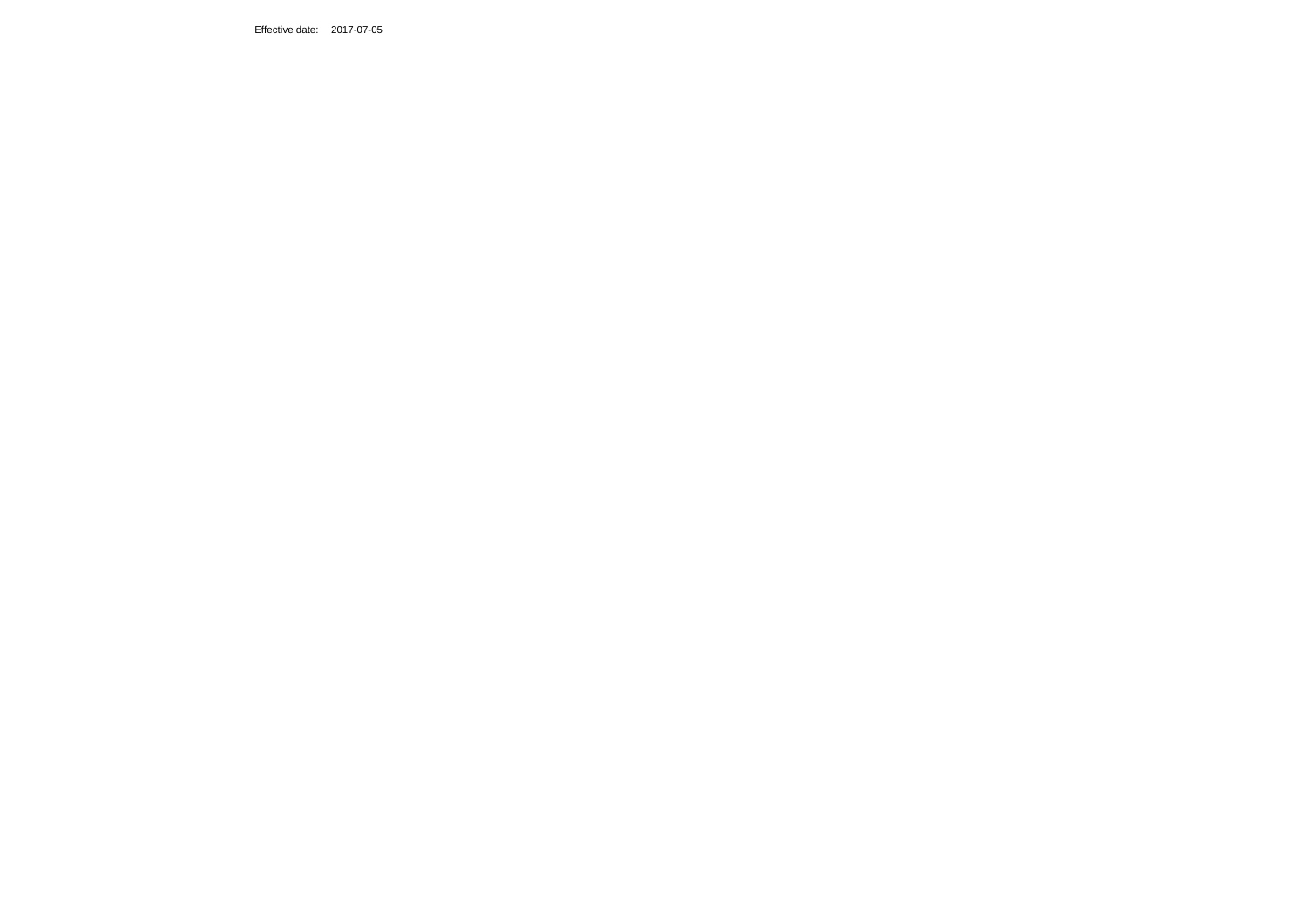Effective date: 2017-07-05